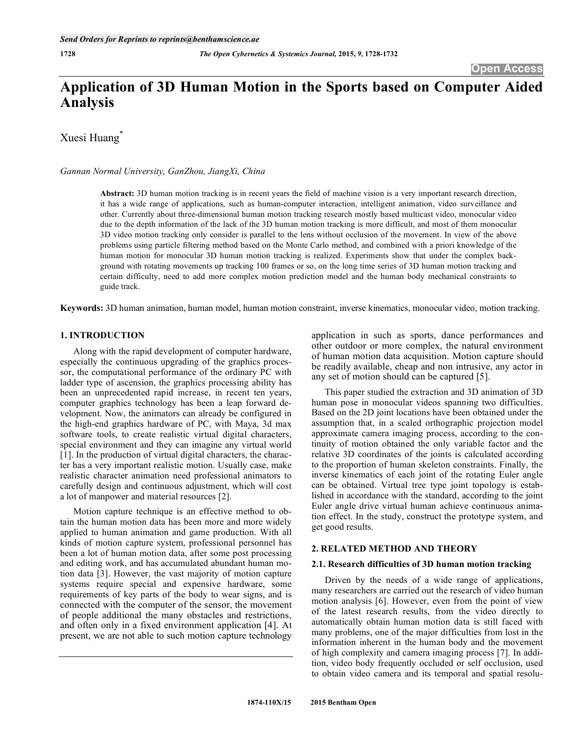# Application of 3D Human Motion in the Sports based on Computer Aided Analysis

Xuesi Huang*

*Gannan Normal University, GanZhou, JiangXi, China*

**Abstract:** 3D human motion tracking is in recent years the field of machine vision is a very important research direction, it has a wide range of applications, such as human-computer interaction, intelligent animation, video surveillance and other. Currently about three-dimensional human motion tracking research mostly based multicast video, monocular video due to the depth information of the lack of the 3D human motion tracking is more difficult, and most of them monocular 3D video motion tracking only consider is parallel to the lens without occlusion of the movement. In view of the above problems using particle filtering method based on the Monte Carlo method, and combined with a priori knowledge of the human motion for monocular 3D human motion tracking is realized. Experiments show that under the complex background with rotating movements up tracking 100 frames or so, on the long time series of 3D human motion tracking and certain difficulty, need to add more complex motion prediction model and the human body mechanical constraints to guide track.

**Keywords:** 3D human animation, human model, human motion constraint, inverse kinematics, monocular video, motion tracking.

## 1. INTRODUCTION

Along with the rapid development of computer hardware, especially the continuous upgrading of the graphics processor, the computational performance of the ordinary PC with ladder type of ascension, the graphics processing ability has been an unprecedented rapid increase, in recent ten years, computer graphics technology has been a leap forward development. Now, the animators can already be configured in the high-end graphics hardware of PC, with Maya, 3d max software tools, to create realistic virtual digital characters, special environment and they can imagine any virtual world [1]. In the production of virtual digital characters, the character has a very important realistic motion. Usually case, make realistic character animation need professional animators to carefully design and continuous adjustment, which will cost a lot of manpower and material resources [2].

Motion capture technique is an effective method to obtain the human motion data has been more and more widely applied to human animation and game production. With all kinds of motion capture system, professional personnel has been a lot of human motion data, after some post processing and editing work, and has accumulated abundant human motion data [3]. However, the vast majority of motion capture systems require special and expensive hardware, some requirements of key parts of the body to wear signs, and is connected with the computer of the sensor, the movement of people additional the many obstacles and restrictions, and often only in a fixed environment application [4]. At present, we are not able to such motion capture technology application in such as sports, dance performances and other outdoor or more complex, the natural environment of human motion data acquisition. Motion capture should be readily available, cheap and non intrusive, any actor in any set of motion should can be captured [5].

This paper studied the extraction and 3D animation of 3D human pose in monocular videos spanning two difficulties. Based on the 2D joint locations have been obtained under the assumption that, in a scaled orthographic projection model approximate camera imaging process, according to the continuity of motion obtained the only variable factor and the relative 3D coordinates of the joints is calculated according to the proportion of human skeleton constraints. Finally, the inverse kinematics of each joint of the rotating Euler angle can be obtained. Virtual tree type joint topology is established in accordance with the standard, according to the joint Euler angle drive virtual human achieve continuous animation effect. In the study, construct the prototype system, and get good results.

## 2. RELATED METHOD AND THEORY

### 2.1. Research difficulties of 3D human motion tracking

Driven by the needs of a wide range of applications, many researchers are carried out the research of video human motion analysis [6]. However, even from the point of view of the latest research results, from the video directly to automatically obtain human motion data is still faced with many problems, one of the major difficulties from lost in the information inherent in the human body and the movement of high complexity and camera imaging process [7]. In addition, video body frequently occluded or self occlusion, used to obtain video camera and its temporal and spatial resolu-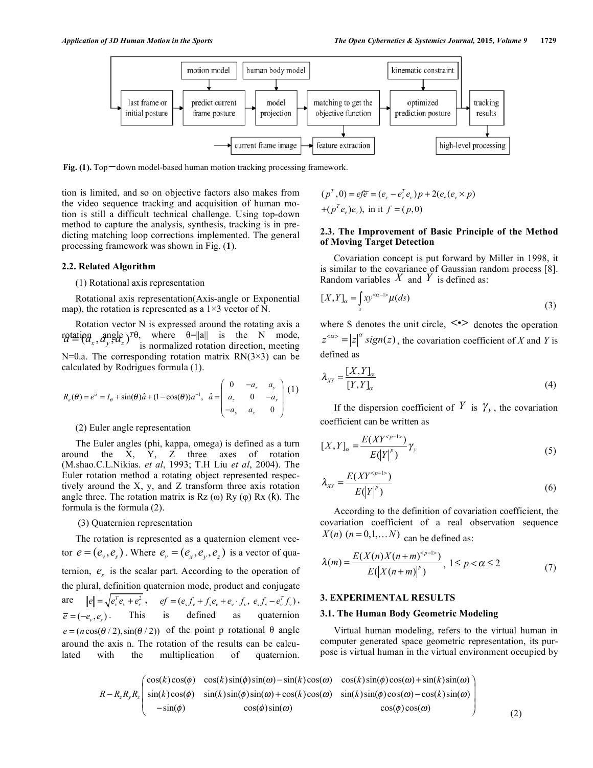Fig. (1). Top—down model-based human motion tracking processing framework.

tion is limited, and so on objective factors also makes from the video sequence tracking and acquisition of human motion is still a difficult technical challenge. Using top-down method to capture the analysis, synthesis, tracking is in predicting matching loop corrections implemented. The general processing framework was shown in Fig. (**1**).

### 2.2. Related Algorithm

(1) Rotational axis representation

Rotational axis representation(Axis-angle or Exponential map), the rotation is represented as a 1×3 vector of N.

Rotation vector N is expressed around the rotating axis a rotation angle θ, where θ=||a|| is the N mode, $a = (a_x, a_y, a_z)^T$ is normalized rotation direction, meeting N=θ.a. The corresponding rotation matrix RN(3×3) can be calculated by Rodrigues formula (1).

$$R_a(\theta) = e^{\overline{a}} = I_\theta + \sin(\theta)\hat{a} + (1-\cos(\theta))a^{-1},\ \hat{a} = \begin{pmatrix} 0 & -a_z & a_y \\ a_z & 0 & -a_x \\ -a_y & a_x & 0 \end{pmatrix} \quad (1)$$

(2) Euler angle representation

The Euler angles (phi, kappa, omega) is defined as a turn around the X, Y, Z three axes of rotation (M.shao.C.L.Nikias. *et al*, 1993; T.H Liu *et al*, 2004). The Euler rotation method a rotating object represented respectively around the X, y, and Z transform three axis rotation angle three. The rotation matrix is Rz (ω) Ry (φ) Rx (ƙ). The formula is the formula (2).

(3) Quaternion representation

The rotation is represented as a quaternion element vector $e = (e_v, e_s)$. Where $e_v = (e_x, e_y, e_z)$ is a vector of quaternion, $e_s$ is the scalar part. According to the operation of the plural, definition quaternion mode, product and conjugate are $\|e\| = \sqrt{e_v^T e_v + e_s^2}$, $ef = (e_s f_v + f_s e_v + e_v \cdot f_v,\ e_s f_s - e_v^T f_v)$, $\overline{e} = (-e_v, e_s)$. This is defined as quaternion $e = (n\cos(\theta/2), \sin(\theta/2))$ of the point p rotational θ angle around the axis n. The rotation of the results can be calculated with the multiplication of quaternion.

$$(p^T, 0) = ef\overline{e} = (e_s - e_v^T e_v)p + 2(e_s(e_v \times p) + (p^T e_v)e_v),\ \text{in it } f = (p, 0)$$

### 2.3. The Improvement of Basic Principle of the Method of Moving Target Detection

Covariation concept is put forward by Miller in 1998, it is similar to the covariance of Gaussian random process [8]. Random variables $X$ and $Y$ is defined as:

$$[X, Y]_\alpha = \int_s xy^{<\alpha-1>} \mu(ds) \quad (3)$$

where S denotes the unit circle, <•> denotes the operation $z^{<\alpha>} = |z|^\alpha\, sign(z)$, the covariation coefficient of *X* and *Y* is defined as

$$\lambda_{XY} = \frac{[X, Y]_\alpha}{[Y, Y]_\alpha} \quad (4)$$

If the dispersion coefficient of $Y$ is $\gamma_y$, the covariation coefficient can be written as

$$[X, Y]_\alpha = \frac{E(XY^{<p-1>})}{E(|Y|^p)}\gamma_y \quad (5)$$

$$\lambda_{XY} = \frac{E(XY^{<p-1>})}{E(|Y|^p)} \quad (6)$$

According to the definition of covariation coefficient, the covariation coefficient of a real observation sequence $X(n)\ (n = 0, 1, \ldots N)$ can be defined as:

$$\lambda(m) = \frac{E(X(n)X(n+m)^{<p-1>})}{E(|X(n+m)|^p)},\ 1 \le p < \alpha \le 2 \quad (7)$$

## 3. EXPERIMENTAL RESULTS

### 3.1. The Human Body Geometric Modeling

Virtual human modeling, refers to the virtual human in computer generated space geometric representation, its purpose is virtual human in the virtual environment occupied by

$$R - R_z R_y R_x \begin{pmatrix} \cos(k)\cos(\phi) & \cos(k)\sin(\phi)\sin(\omega) - \sin(k)\cos(\omega) & \cos(k)\sin(\phi)\cos(\omega) + \sin(k)\sin(\omega) \\ \sin(k)\cos(\phi) & \sin(k)\sin(\phi)\sin(\omega) + \cos(k)\cos(\omega) & \sin(k)\sin(\phi)\cos(\omega) - \cos(k)\sin(\omega) \\ -\sin(\phi) & \cos(\phi)\sin(\omega) & \cos(\phi)\cos(\omega) \end{pmatrix} \quad (2)$$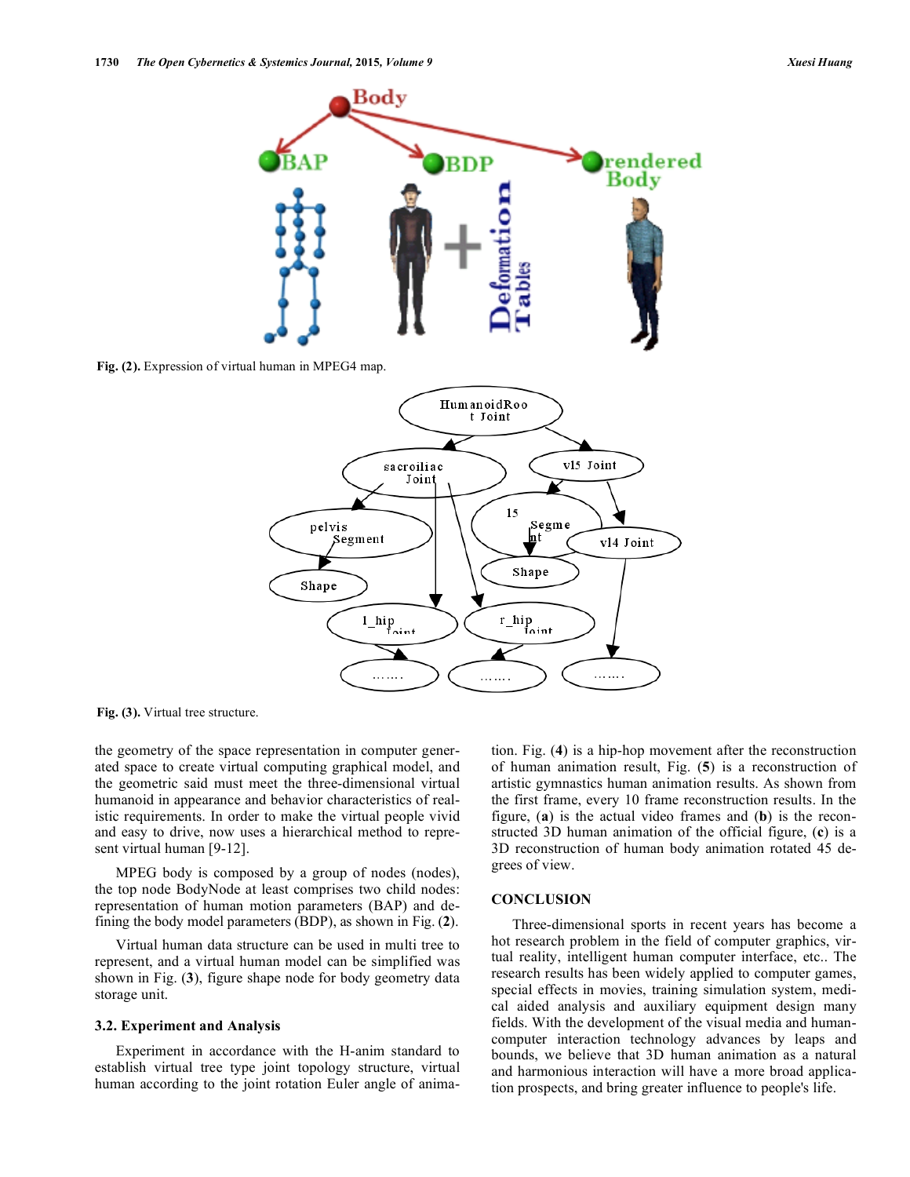Fig. (2). Expression of virtual human in MPEG4 map.

Fig. (3). Virtual tree structure.

the geometry of the space representation in computer generated space to create virtual computing graphical model, and the geometric said must meet the three-dimensional virtual humanoid in appearance and behavior characteristics of realistic requirements. In order to make the virtual people vivid and easy to drive, now uses a hierarchical method to represent virtual human [9-12].

MPEG body is composed by a group of nodes (nodes), the top node BodyNode at least comprises two child nodes: representation of human motion parameters (BAP) and defining the body model parameters (BDP), as shown in Fig. (**2**).

Virtual human data structure can be used in multi tree to represent, and a virtual human model can be simplified was shown in Fig. (**3**), figure shape node for body geometry data storage unit.

### 3.2. Experiment and Analysis

Experiment in accordance with the H-anim standard to establish virtual tree type joint topology structure, virtual human according to the joint rotation Euler angle of animation. Fig. (**4**) is a hip-hop movement after the reconstruction of human animation result, Fig. (**5**) is a reconstruction of artistic gymnastics human animation results. As shown from the first frame, every 10 frame reconstruction results. In the figure, (**a**) is the actual video frames and (**b**) is the reconstructed 3D human animation of the official figure, (**c**) is a 3D reconstruction of human body animation rotated 45 degrees of view.

## CONCLUSION

Three-dimensional sports in recent years has become a hot research problem in the field of computer graphics, virtual reality, intelligent human computer interface, etc.. The research results has been widely applied to computer games, special effects in movies, training simulation system, medical aided analysis and auxiliary equipment design many fields. With the development of the visual media and human-computer interaction technology advances by leaps and bounds, we believe that 3D human animation as a natural and harmonious interaction will have a more broad application prospects, and bring greater influence to people's life.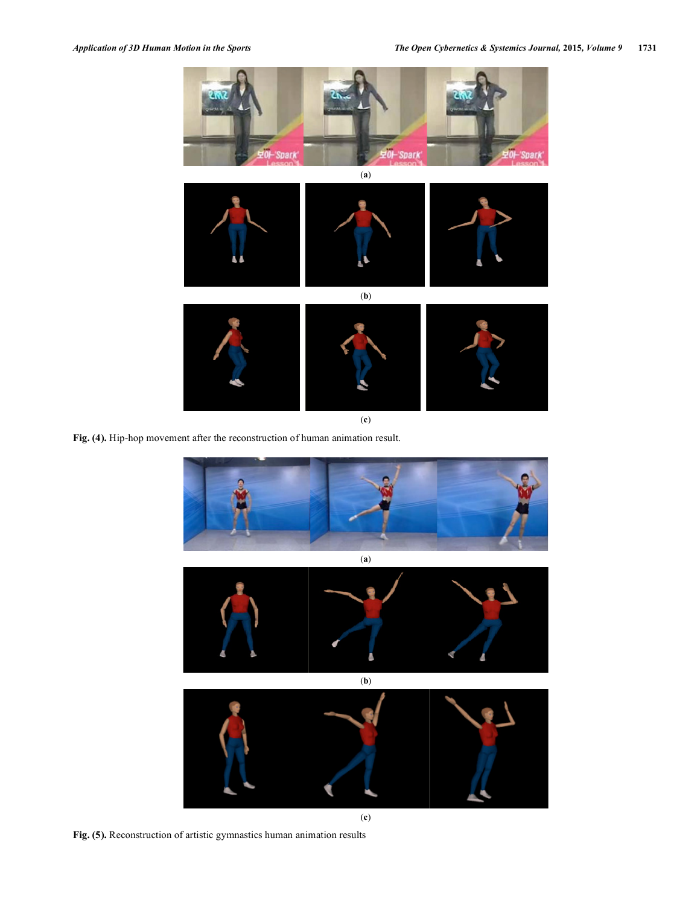(a)

(b)

(c)

**Fig. (4).** Hip-hop movement after the reconstruction of human animation result.

(a)

(b)

(c)

**Fig. (5).** Reconstruction of artistic gymnastics human animation results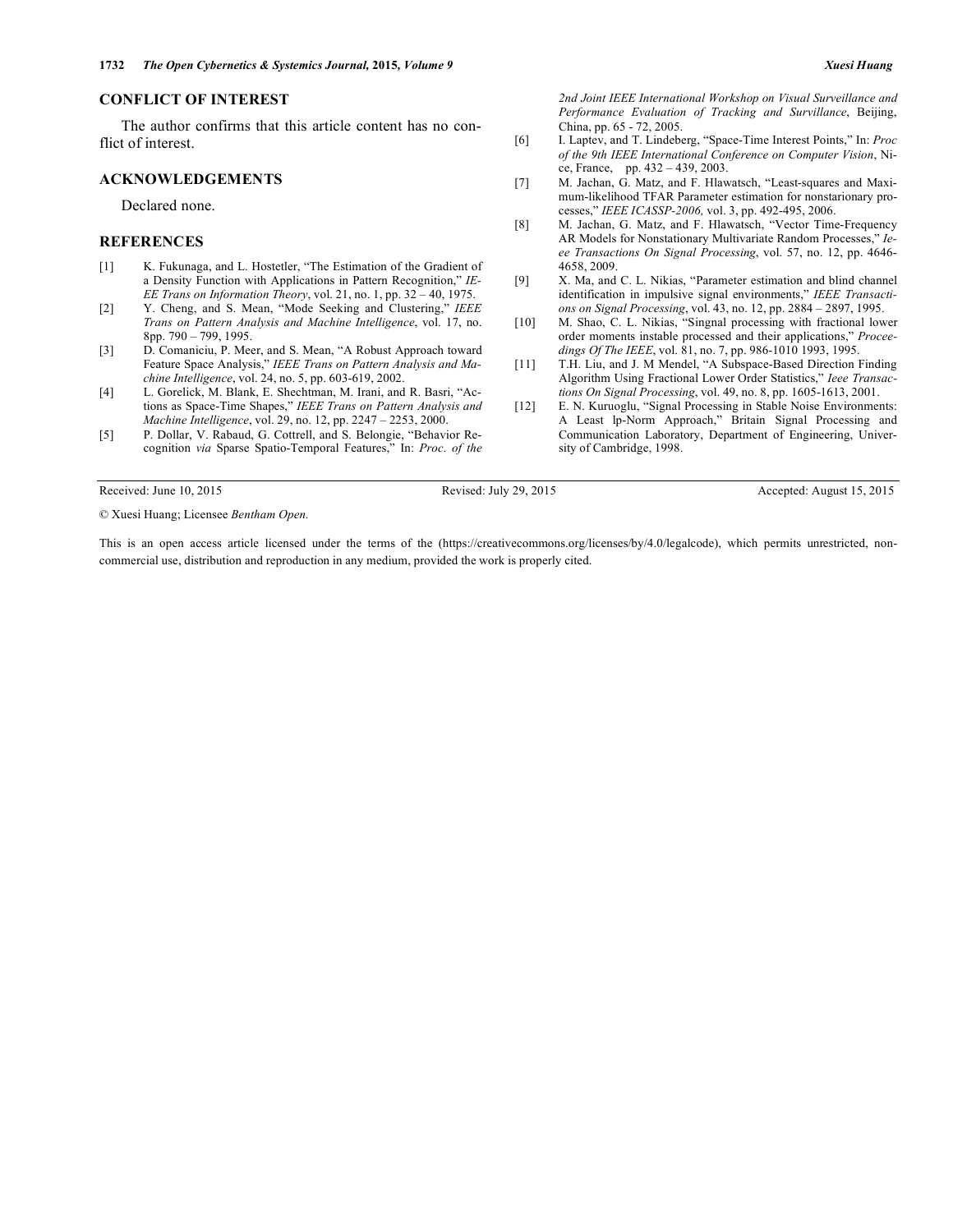## CONFLICT OF INTEREST

The author confirms that this article content has no conflict of interest.

## ACKNOWLEDGEMENTS

Declared none.

## REFERENCES

[1] K. Fukunaga, and L. Hostetler, "The Estimation of the Gradient of a Density Function with Applications in Pattern Recognition," *IEEE Trans on Information Theory*, vol. 21, no. 1, pp. 32 – 40, 1975.

[2] Y. Cheng, and S. Mean, "Mode Seeking and Clustering," *IEEE Trans on Pattern Analysis and Machine Intelligence*, vol. 17, no. 8pp. 790 – 799, 1995.

[3] D. Comaniciu, P. Meer, and S. Mean, "A Robust Approach toward Feature Space Analysis," *IEEE Trans on Pattern Analysis and Machine Intelligence*, vol. 24, no. 5, pp. 603-619, 2002.

[4] L. Gorelick, M. Blank, E. Shechtman, M. Irani, and R. Basri, "Actions as Space-Time Shapes," *IEEE Trans on Pattern Analysis and Machine Intelligence*, vol. 29, no. 12, pp. 2247 – 2253, 2000.

[5] P. Dollar, V. Rabaud, G. Cottrell, and S. Belongie, "Behavior Recognition *via* Sparse Spatio-Temporal Features," In: *Proc. of the 2nd Joint IEEE International Workshop on Visual Surveillance and Performance Evaluation of Tracking and Survillance*, Beijing, China, pp. 65 - 72, 2005.

[6] I. Laptev, and T. Lindeberg, "Space-Time Interest Points," In: *Proc of the 9th IEEE International Conference on Computer Vision*, Nice, France, pp. 432 – 439, 2003.

[7] M. Jachan, G. Matz, and F. Hlawatsch, "Least-squares and Maximum-likelihood TFAR Parameter estimation for nonstarionary processes," *IEEE ICASSP-2006,* vol. 3, pp. 492-495, 2006.

[8] M. Jachan, G. Matz, and F. Hlawatsch, "Vector Time-Frequency AR Models for Nonstationary Multivariate Random Processes," *Ieee Transactions On Signal Processing*, vol. 57, no. 12, pp. 4646-4658, 2009.

[9] X. Ma, and C. L. Nikias, "Parameter estimation and blind channel identification in impulsive signal environments," *IEEE Transactions on Signal Processing*, vol. 43, no. 12, pp. 2884 – 2897, 1995.

[10] M. Shao, C. L. Nikias, "Singnal processing with fractional lower order moments instable processed and their applications," *Proceedings Of The IEEE*, vol. 81, no. 7, pp. 986-1010 1993, 1995.

[11] T.H. Liu, and J. M Mendel, "A Subspace-Based Direction Finding Algorithm Using Fractional Lower Order Statistics," *Ieee Transactions On Signal Processing*, vol. 49, no. 8, pp. 1605-1613, 2001.

[12] E. N. Kuruoglu, "Signal Processing in Stable Noise Environments: A Least lp-Norm Approach," Britain Signal Processing and Communication Laboratory, Department of Engineering, University of Cambridge, 1998.

Received: June 10, 2015 Revised: July 29, 2015 Accepted: August 15, 2015

© Xuesi Huang; Licensee *Bentham Open.*

This is an open access article licensed under the terms of the (https://creativecommons.org/licenses/by/4.0/legalcode), which permits unrestricted, non-commercial use, distribution and reproduction in any medium, provided the work is properly cited.